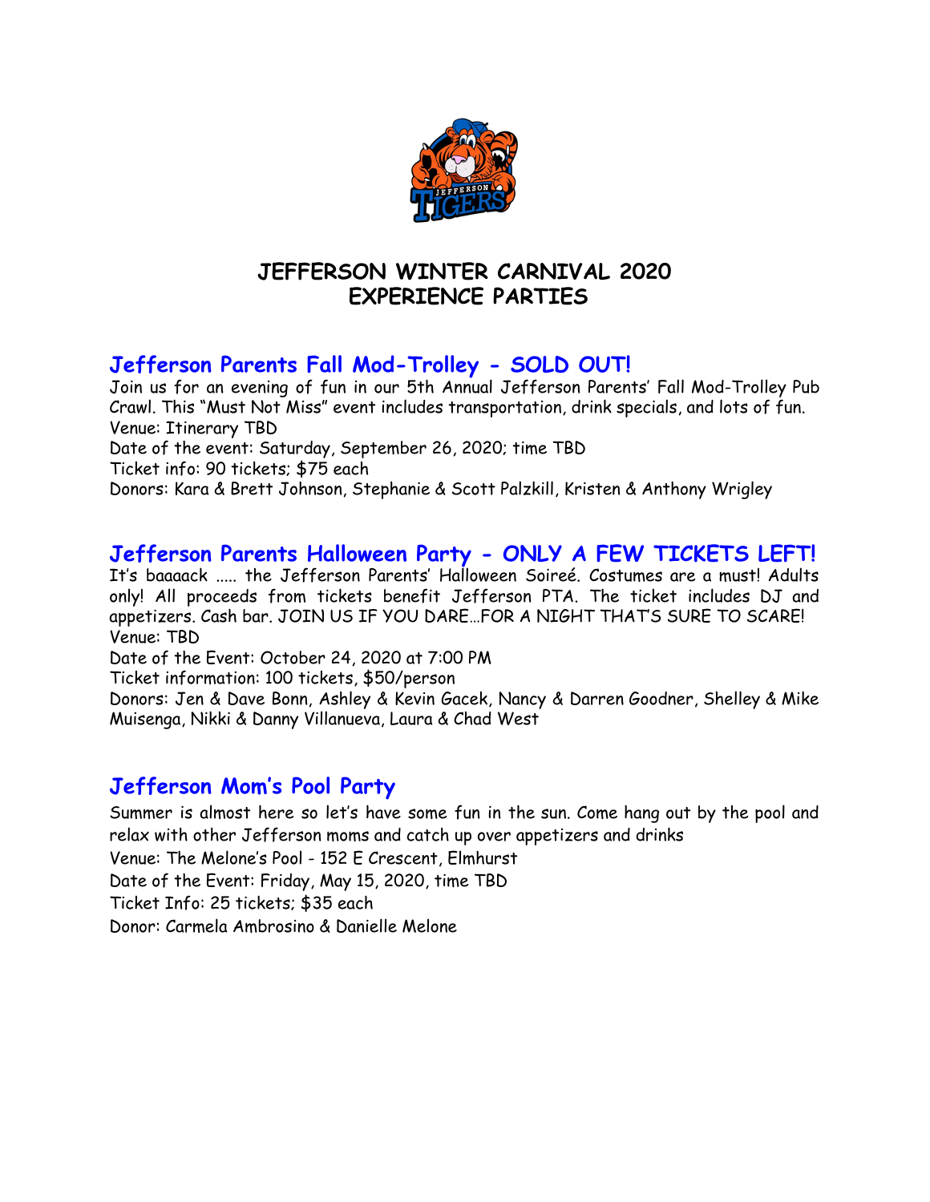# JEFFERSON WINTER CARNIVAL 2020
# EXPERIENCE PARTIES

## Jefferson Parents Fall Mod-Trolley - SOLD OUT!

Join us for an evening of fun in our 5th Annual Jefferson Parents' Fall Mod-Trolley Pub Crawl. This "Must Not Miss" event includes transportation, drink specials, and lots of fun.
Venue: Itinerary TBD
Date of the event: Saturday, September 26, 2020; time TBD
Ticket info: 90 tickets; $75 each
Donors: Kara & Brett Johnson, Stephanie & Scott Palzkill, Kristen & Anthony Wrigley

## Jefferson Parents Halloween Party - ONLY A FEW TICKETS LEFT!

It's baaaack ..... the Jefferson Parents' Halloween Soireé. Costumes are a must! Adults only! All proceeds from tickets benefit Jefferson PTA. The ticket includes DJ and appetizers. Cash bar. JOIN US IF YOU DARE…FOR A NIGHT THAT'S SURE TO SCARE!
Venue: TBD
Date of the Event: October 24, 2020 at 7:00 PM
Ticket information: 100 tickets, $50/person
Donors: Jen & Dave Bonn, Ashley & Kevin Gacek, Nancy & Darren Goodner, Shelley & Mike Muisenga, Nikki & Danny Villanueva, Laura & Chad West

## Jefferson Mom's Pool Party

Summer is almost here so let's have some fun in the sun. Come hang out by the pool and relax with other Jefferson moms and catch up over appetizers and drinks
Venue: The Melone's Pool - 152 E Crescent, Elmhurst
Date of the Event: Friday, May 15, 2020, time TBD
Ticket Info: 25 tickets; $35 each
Donor: Carmela Ambrosino & Danielle Melone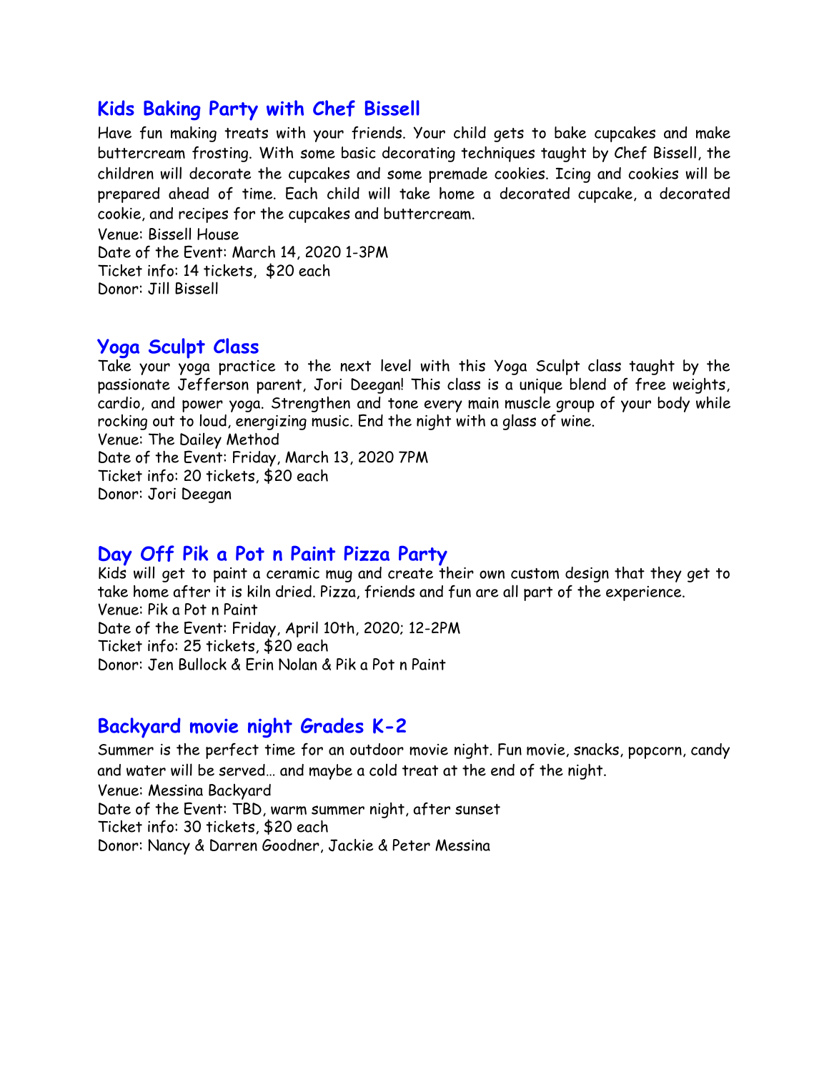## Kids Baking Party with Chef Bissell

Have fun making treats with your friends. Your child gets to bake cupcakes and make buttercream frosting. With some basic decorating techniques taught by Chef Bissell, the children will decorate the cupcakes and some premade cookies. Icing and cookies will be prepared ahead of time. Each child will take home a decorated cupcake, a decorated cookie, and recipes for the cupcakes and buttercream.

Venue: Bissell House
Date of the Event: March 14, 2020 1-3PM
Ticket info: 14 tickets, $20 each
Donor: Jill Bissell

## Yoga Sculpt Class

Take your yoga practice to the next level with this Yoga Sculpt class taught by the passionate Jefferson parent, Jori Deegan! This class is a unique blend of free weights, cardio, and power yoga. Strengthen and tone every main muscle group of your body while rocking out to loud, energizing music. End the night with a glass of wine.

Venue: The Dailey Method
Date of the Event: Friday, March 13, 2020 7PM
Ticket info: 20 tickets, $20 each
Donor: Jori Deegan

## Day Off Pik a Pot n Paint Pizza Party

Kids will get to paint a ceramic mug and create their own custom design that they get to take home after it is kiln dried. Pizza, friends and fun are all part of the experience.

Venue: Pik a Pot n Paint
Date of the Event: Friday, April 10th, 2020; 12-2PM
Ticket info: 25 tickets, $20 each
Donor: Jen Bullock & Erin Nolan & Pik a Pot n Paint

## Backyard movie night Grades K-2

Summer is the perfect time for an outdoor movie night. Fun movie, snacks, popcorn, candy and water will be served… and maybe a cold treat at the end of the night.

Venue: Messina Backyard
Date of the Event: TBD, warm summer night, after sunset
Ticket info: 30 tickets, $20 each
Donor: Nancy & Darren Goodner, Jackie & Peter Messina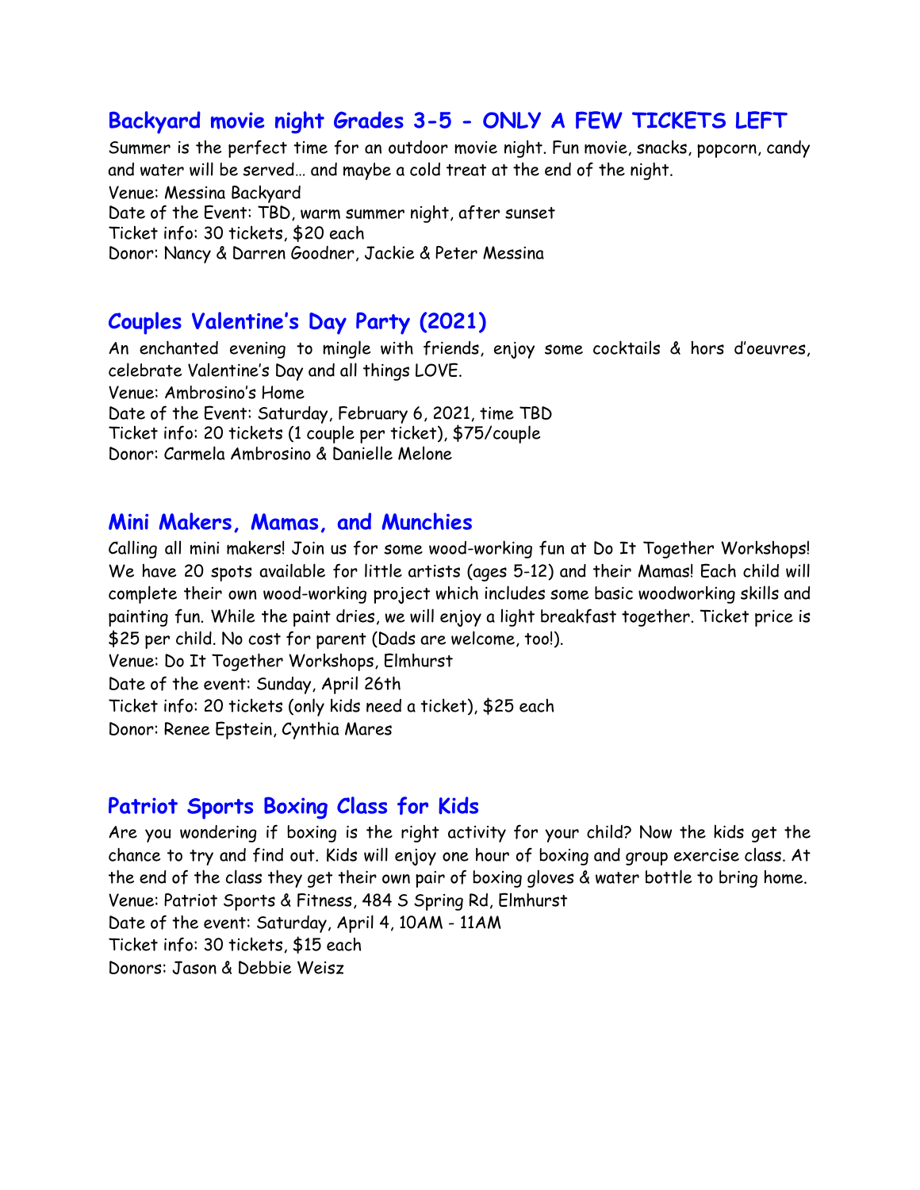## Backyard movie night Grades 3-5 - ONLY A FEW TICKETS LEFT

Summer is the perfect time for an outdoor movie night. Fun movie, snacks, popcorn, candy and water will be served… and maybe a cold treat at the end of the night.
Venue: Messina Backyard
Date of the Event: TBD, warm summer night, after sunset
Ticket info: 30 tickets, $20 each
Donor: Nancy & Darren Goodner, Jackie & Peter Messina

## Couples Valentine's Day Party (2021)

An enchanted evening to mingle with friends, enjoy some cocktails & hors d'oeuvres, celebrate Valentine's Day and all things LOVE.
Venue: Ambrosino's Home
Date of the Event: Saturday, February 6, 2021, time TBD
Ticket info: 20 tickets (1 couple per ticket), $75/couple
Donor: Carmela Ambrosino & Danielle Melone

## Mini Makers, Mamas, and Munchies

Calling all mini makers! Join us for some wood-working fun at Do It Together Workshops! We have 20 spots available for little artists (ages 5-12) and their Mamas! Each child will complete their own wood-working project which includes some basic woodworking skills and painting fun. While the paint dries, we will enjoy a light breakfast together. Ticket price is $25 per child. No cost for parent (Dads are welcome, too!).
Venue: Do It Together Workshops, Elmhurst
Date of the event: Sunday, April 26th
Ticket info: 20 tickets (only kids need a ticket), $25 each
Donor: Renee Epstein, Cynthia Mares

## Patriot Sports Boxing Class for Kids

Are you wondering if boxing is the right activity for your child? Now the kids get the chance to try and find out. Kids will enjoy one hour of boxing and group exercise class. At the end of the class they get their own pair of boxing gloves & water bottle to bring home.
Venue: Patriot Sports & Fitness, 484 S Spring Rd, Elmhurst
Date of the event: Saturday, April 4, 10AM - 11AM
Ticket info: 30 tickets, $15 each
Donors: Jason & Debbie Weisz